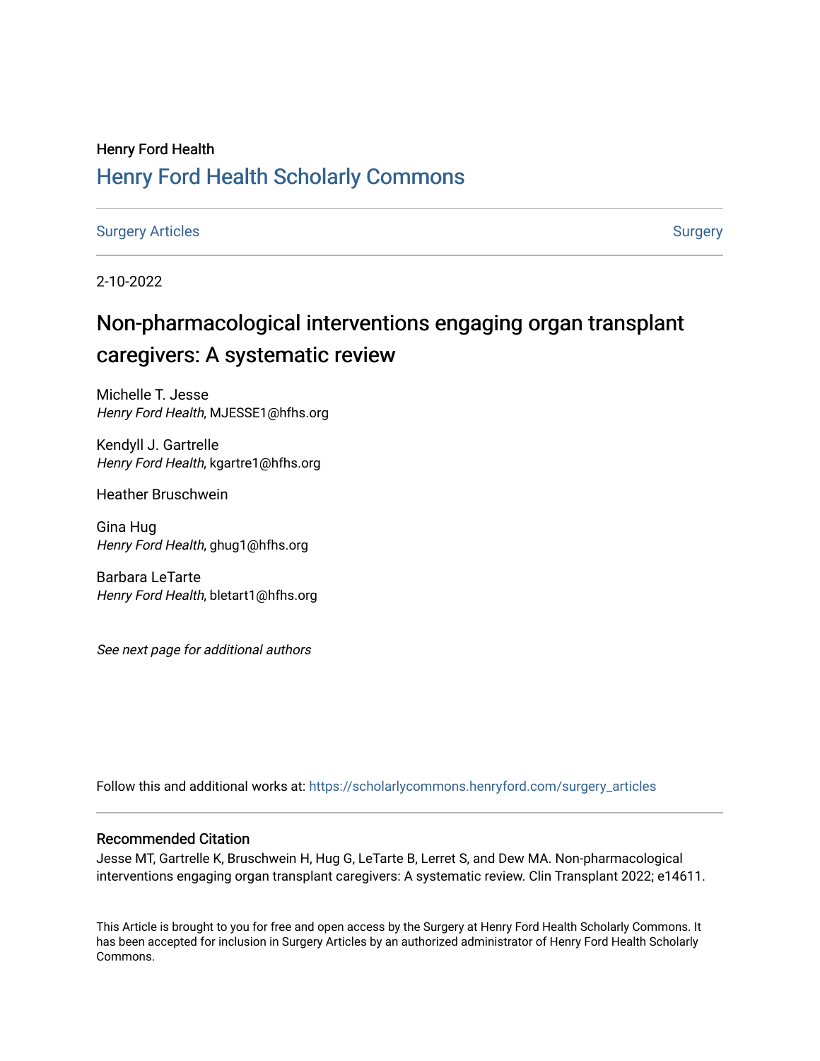Henry Ford Health

# Henry Ford Health Scholarly Commons

Surgery Articles | Surgery

2-10-2022

## Non-pharmacological interventions engaging organ transplant caregivers: A systematic review

Michelle T. Jesse
*Henry Ford Health*, MJESSE1@hfhs.org

Kendyll J. Gartrelle
*Henry Ford Health*, kgartre1@hfhs.org

Heather Bruschwein

Gina Hug
*Henry Ford Health*, ghug1@hfhs.org

Barbara LeTarte
*Henry Ford Health*, bletart1@hfhs.org

*See next page for additional authors*

Follow this and additional works at: https://scholarlycommons.henryford.com/surgery_articles

### Recommended Citation

Jesse MT, Gartrelle K, Bruschwein H, Hug G, LeTarte B, Lerret S, and Dew MA. Non-pharmacological interventions engaging organ transplant caregivers: A systematic review. Clin Transplant 2022; e14611.

This Article is brought to you for free and open access by the Surgery at Henry Ford Health Scholarly Commons. It has been accepted for inclusion in Surgery Articles by an authorized administrator of Henry Ford Health Scholarly Commons.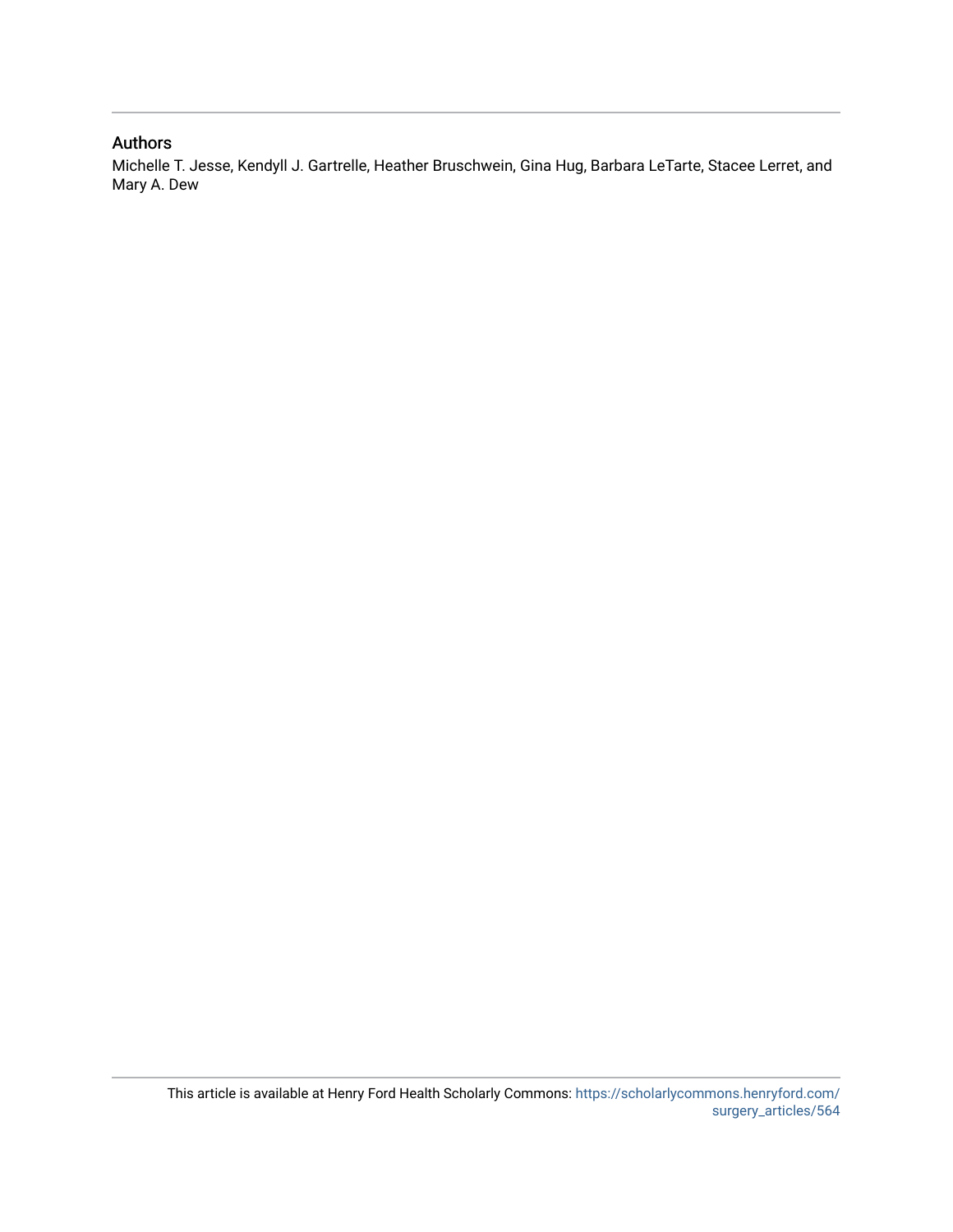## Authors

Michelle T. Jesse, Kendyll J. Gartrelle, Heather Bruschwein, Gina Hug, Barbara LeTarte, Stacee Lerret, and Mary A. Dew

This article is available at Henry Ford Health Scholarly Commons: https://scholarlycommons.henryford.com/surgery_articles/564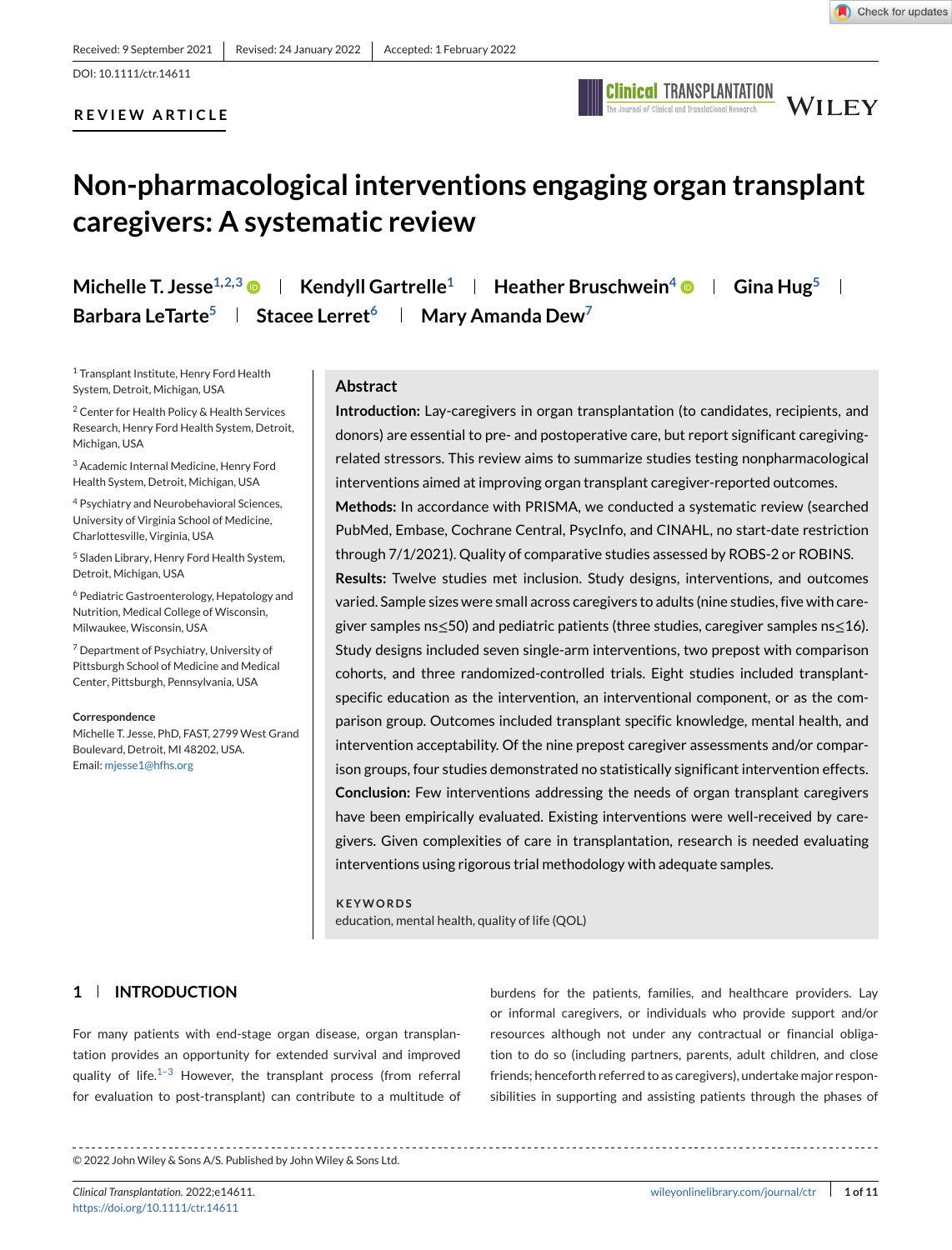REVIEW ARTICLE

# Non-pharmacological interventions engaging organ transplant caregivers: A systematic review

**Michelle T. Jesse**[1,2,3] | **Kendyll Gartrelle**[1] | **Heather Bruschwein**[4] | **Gina Hug**[5] | **Barbara LeTarte**[5] | **Stacee Lerret**[6] | **Mary Amanda Dew**[7]

[1] Transplant Institute, Henry Ford Health System, Detroit, Michigan, USA

[2] Center for Health Policy & Health Services Research, Henry Ford Health System, Detroit, Michigan, USA

[3] Academic Internal Medicine, Henry Ford Health System, Detroit, Michigan, USA

[4] Psychiatry and Neurobehavioral Sciences, University of Virginia School of Medicine, Charlottesville, Virginia, USA

[5] Sladen Library, Henry Ford Health System, Detroit, Michigan, USA

[6] Pediatric Gastroenterology, Hepatology and Nutrition, Medical College of Wisconsin, Milwaukee, Wisconsin, USA

[7] Department of Psychiatry, University of Pittsburgh School of Medicine and Medical Center, Pittsburgh, Pennsylvania, USA

**Correspondence**
Michelle T. Jesse, PhD, FAST, 2799 West Grand Boulevard, Detroit, MI 48202, USA.
Email: mjesse1@hfhs.org

## Abstract

**Introduction:** Lay-caregivers in organ transplantation (to candidates, recipients, and donors) are essential to pre- and postoperative care, but report significant caregiving-related stressors. This review aims to summarize studies testing nonpharmacological interventions aimed at improving organ transplant caregiver-reported outcomes.

**Methods:** In accordance with PRISMA, we conducted a systematic review (searched PubMed, Embase, Cochrane Central, PsycInfo, and CINAHL, no start-date restriction through 7/1/2021). Quality of comparative studies assessed by ROBS-2 or ROBINS.

**Results:** Twelve studies met inclusion. Study designs, interventions, and outcomes varied. Sample sizes were small across caregivers to adults (nine studies, five with caregiver samples ns≤50) and pediatric patients (three studies, caregiver samples ns≤16). Study designs included seven single-arm interventions, two prepost with comparison cohorts, and three randomized-controlled trials. Eight studies included transplant-specific education as the intervention, an interventional component, or as the comparison group. Outcomes included transplant specific knowledge, mental health, and intervention acceptability. Of the nine prepost caregiver assessments and/or comparison groups, four studies demonstrated no statistically significant intervention effects.

**Conclusion:** Few interventions addressing the needs of organ transplant caregivers have been empirically evaluated. Existing interventions were well-received by caregivers. Given complexities of care in transplantation, research is needed evaluating interventions using rigorous trial methodology with adequate samples.

**KEYWORDS**
education, mental health, quality of life (QOL)

## 1 | INTRODUCTION

For many patients with end-stage organ disease, organ transplantation provides an opportunity for extended survival and improved quality of life.[1–3] However, the transplant process (from referral for evaluation to post-transplant) can contribute to a multitude of burdens for the patients, families, and healthcare providers. Lay or informal caregivers, or individuals who provide support and/or resources although not under any contractual or financial obligation to do so (including partners, parents, adult children, and close friends; henceforth referred to as caregivers), undertake major responsibilities in supporting and assisting patients through the phases of

© 2022 John Wiley & Sons A/S. Published by John Wiley & Sons Ltd.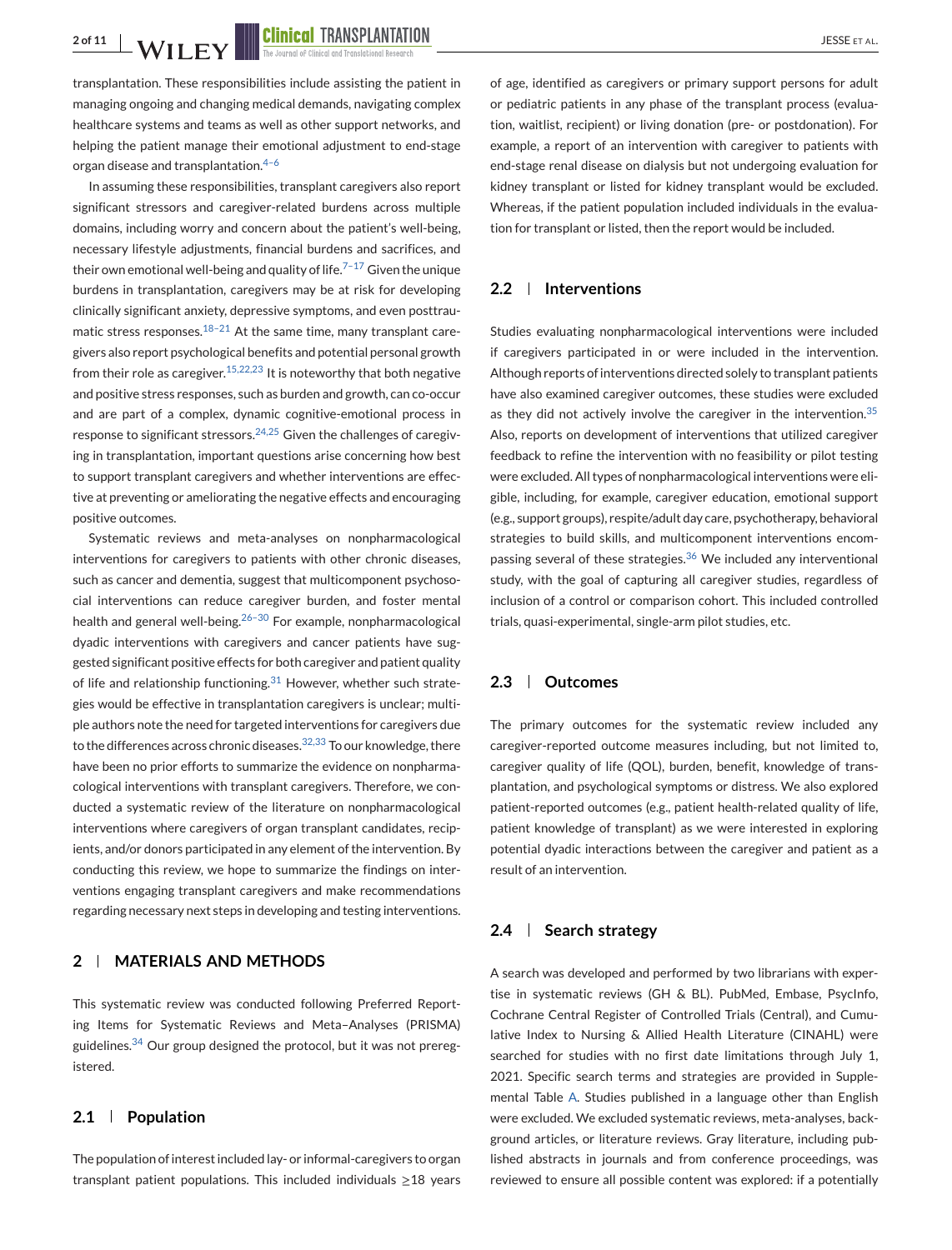transplantation. These responsibilities include assisting the patient in managing ongoing and changing medical demands, navigating complex healthcare systems and teams as well as other support networks, and helping the patient manage their emotional adjustment to end-stage organ disease and transplantation.[4–6]

In assuming these responsibilities, transplant caregivers also report significant stressors and caregiver-related burdens across multiple domains, including worry and concern about the patient's well-being, necessary lifestyle adjustments, financial burdens and sacrifices, and their own emotional well-being and quality of life.[7–17] Given the unique burdens in transplantation, caregivers may be at risk for developing clinically significant anxiety, depressive symptoms, and even posttraumatic stress responses.[18–21] At the same time, many transplant caregivers also report psychological benefits and potential personal growth from their role as caregiver.[15,22,23] It is noteworthy that both negative and positive stress responses, such as burden and growth, can co-occur and are part of a complex, dynamic cognitive-emotional process in response to significant stressors.[24,25] Given the challenges of caregiving in transplantation, important questions arise concerning how best to support transplant caregivers and whether interventions are effective at preventing or ameliorating the negative effects and encouraging positive outcomes.

Systematic reviews and meta-analyses on nonpharmacological interventions for caregivers to patients with other chronic diseases, such as cancer and dementia, suggest that multicomponent psychosocial interventions can reduce caregiver burden, and foster mental health and general well-being.[26–30] For example, nonpharmacological dyadic interventions with caregivers and cancer patients have suggested significant positive effects for both caregiver and patient quality of life and relationship functioning.[31] However, whether such strategies would be effective in transplantation caregivers is unclear; multiple authors note the need for targeted interventions for caregivers due to the differences across chronic diseases.[32,33] To our knowledge, there have been no prior efforts to summarize the evidence on nonpharmacological interventions with transplant caregivers. Therefore, we conducted a systematic review of the literature on nonpharmacological interventions where caregivers of organ transplant candidates, recipients, and/or donors participated in any element of the intervention. By conducting this review, we hope to summarize the findings on interventions engaging transplant caregivers and make recommendations regarding necessary next steps in developing and testing interventions.

## 2 | MATERIALS AND METHODS

This systematic review was conducted following Preferred Reporting Items for Systematic Reviews and Meta–Analyses (PRISMA) guidelines.[34] Our group designed the protocol, but it was not preregistered.

### 2.1 | Population

The population of interest included lay- or informal-caregivers to organ transplant patient populations. This included individuals ≥18 years of age, identified as caregivers or primary support persons for adult or pediatric patients in any phase of the transplant process (evaluation, waitlist, recipient) or living donation (pre- or postdonation). For example, a report of an intervention with caregiver to patients with end-stage renal disease on dialysis but not undergoing evaluation for kidney transplant or listed for kidney transplant would be excluded. Whereas, if the patient population included individuals in the evaluation for transplant or listed, then the report would be included.

### 2.2 | Interventions

Studies evaluating nonpharmacological interventions were included if caregivers participated in or were included in the intervention. Although reports of interventions directed solely to transplant patients have also examined caregiver outcomes, these studies were excluded as they did not actively involve the caregiver in the intervention.[35] Also, reports on development of interventions that utilized caregiver feedback to refine the intervention with no feasibility or pilot testing were excluded. All types of nonpharmacological interventions were eligible, including, for example, caregiver education, emotional support (e.g., support groups), respite/adult day care, psychotherapy, behavioral strategies to build skills, and multicomponent interventions encompassing several of these strategies.[36] We included any interventional study, with the goal of capturing all caregiver studies, regardless of inclusion of a control or comparison cohort. This included controlled trials, quasi-experimental, single-arm pilot studies, etc.

### 2.3 | Outcomes

The primary outcomes for the systematic review included any caregiver-reported outcome measures including, but not limited to, caregiver quality of life (QOL), burden, benefit, knowledge of transplantation, and psychological symptoms or distress. We also explored patient-reported outcomes (e.g., patient health-related quality of life, patient knowledge of transplant) as we were interested in exploring potential dyadic interactions between the caregiver and patient as a result of an intervention.

### 2.4 | Search strategy

A search was developed and performed by two librarians with expertise in systematic reviews (GH & BL). PubMed, Embase, PsycInfo, Cochrane Central Register of Controlled Trials (Central), and Cumulative Index to Nursing & Allied Health Literature (CINAHL) were searched for studies with no first date limitations through July 1, 2021. Specific search terms and strategies are provided in Supplemental Table A. Studies published in a language other than English were excluded. We excluded systematic reviews, meta-analyses, background articles, or literature reviews. Gray literature, including published abstracts in journals and from conference proceedings, was reviewed to ensure all possible content was explored: if a potentially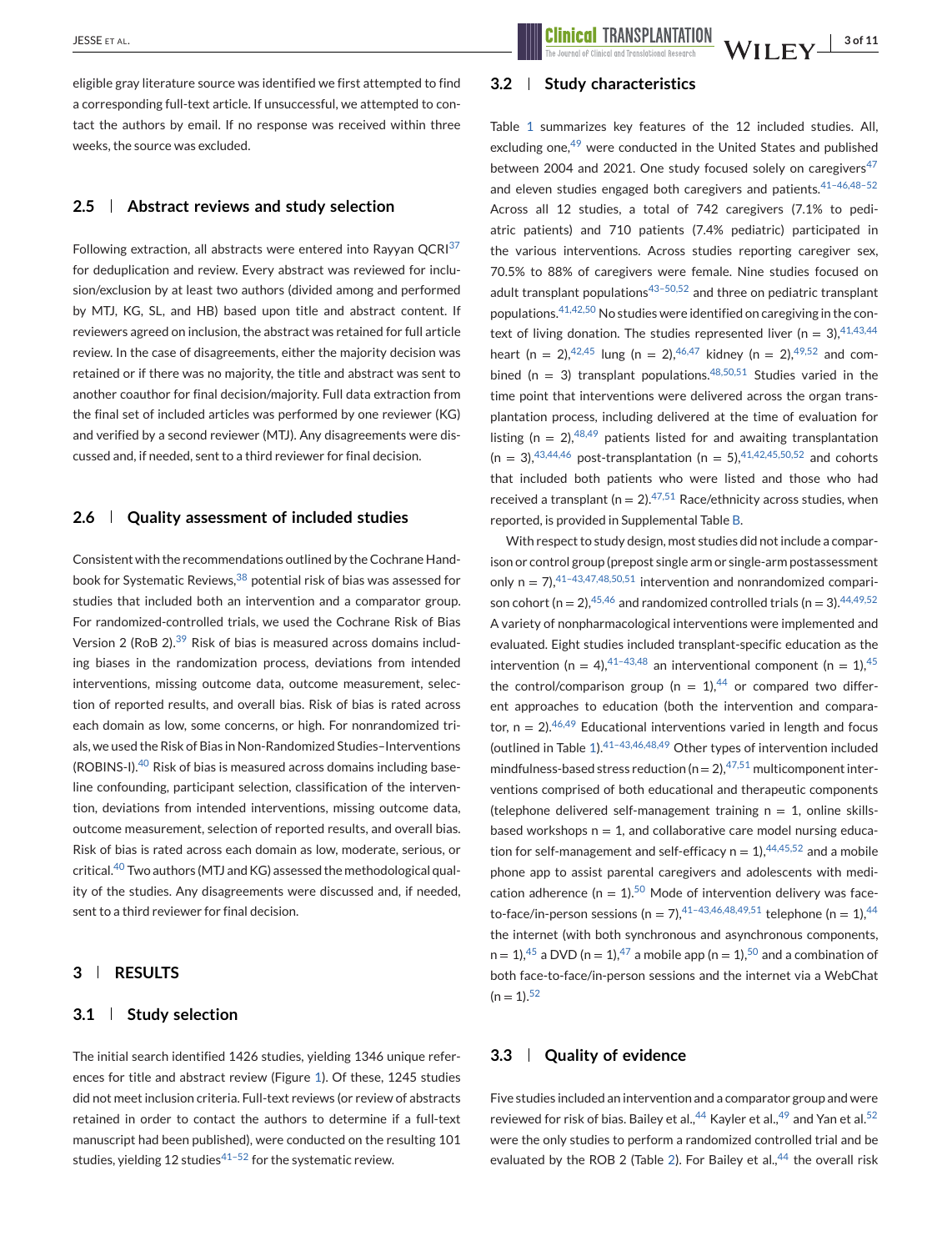eligible gray literature source was identified we first attempted to find a corresponding full-text article. If unsuccessful, we attempted to contact the authors by email. If no response was received within three weeks, the source was excluded.

### 2.5 | Abstract reviews and study selection

Following extraction, all abstracts were entered into Rayyan QCRI[37] for deduplication and review. Every abstract was reviewed for inclusion/exclusion by at least two authors (divided among and performed by MTJ, KG, SL, and HB) based upon title and abstract content. If reviewers agreed on inclusion, the abstract was retained for full article review. In the case of disagreements, either the majority decision was retained or if there was no majority, the title and abstract was sent to another coauthor for final decision/majority. Full data extraction from the final set of included articles was performed by one reviewer (KG) and verified by a second reviewer (MTJ). Any disagreements were discussed and, if needed, sent to a third reviewer for final decision.

### 2.6 | Quality assessment of included studies

Consistent with the recommendations outlined by the Cochrane Handbook for Systematic Reviews,[38] potential risk of bias was assessed for studies that included both an intervention and a comparator group. For randomized-controlled trials, we used the Cochrane Risk of Bias Version 2 (RoB 2).[39] Risk of bias is measured across domains including biases in the randomization process, deviations from intended interventions, missing outcome data, outcome measurement, selection of reported results, and overall bias. Risk of bias is rated across each domain as low, some concerns, or high. For nonrandomized trials, we used the Risk of Bias in Non-Randomized Studies–Interventions (ROBINS-I).[40] Risk of bias is measured across domains including baseline confounding, participant selection, classification of the intervention, deviations from intended interventions, missing outcome data, outcome measurement, selection of reported results, and overall bias. Risk of bias is rated across each domain as low, moderate, serious, or critical.[40] Two authors (MTJ and KG) assessed the methodological quality of the studies. Any disagreements were discussed and, if needed, sent to a third reviewer for final decision.

## 3 | RESULTS

### 3.1 | Study selection

The initial search identified 1426 studies, yielding 1346 unique references for title and abstract review (Figure 1). Of these, 1245 studies did not meet inclusion criteria. Full-text reviews (or review of abstracts retained in order to contact the authors to determine if a full-text manuscript had been published), were conducted on the resulting 101 studies, yielding 12 studies[41–52] for the systematic review.

### 3.2 | Study characteristics

Table 1 summarizes key features of the 12 included studies. All, excluding one,[49] were conducted in the United States and published between 2004 and 2021. One study focused solely on caregivers[47] and eleven studies engaged both caregivers and patients.[41–46,48–52] Across all 12 studies, a total of 742 caregivers (7.1% to pediatric patients) and 710 patients (7.4% pediatric) participated in the various interventions. Across studies reporting caregiver sex, 70.5% to 88% of caregivers were female. Nine studies focused on adult transplant populations[43–50,52] and three on pediatric transplant populations.[41,42,50] No studies were identified on caregiving in the context of living donation. The studies represented liver (n = 3),[41,43,44] heart (n = 2),[42,45] lung (n = 2),[46,47] kidney (n = 2),[49,52] and combined (n = 3) transplant populations.[48,50,51] Studies varied in the time point that interventions were delivered across the organ transplantation process, including delivered at the time of evaluation for listing (n = 2),[48,49] patients listed for and awaiting transplantation (n = 3),[43,44,46] post-transplantation (n = 5),[41,42,45,50,52] and cohorts that included both patients who were listed and those who had received a transplant (n = 2).[47,51] Race/ethnicity across studies, when reported, is provided in Supplemental Table B.

With respect to study design, most studies did not include a comparison or control group (prepost single arm or single-arm postassessment only n = 7),[41–43,47,48,50,51] intervention and nonrandomized comparison cohort (n = 2),[45,46] and randomized controlled trials (n = 3).[44,49,52] A variety of nonpharmacological interventions were implemented and evaluated. Eight studies included transplant-specific education as the intervention (n = 4),[41–43,48] an interventional component (n = 1),[45] the control/comparison group (n = 1),[44] or compared two different approaches to education (both the intervention and comparator, n = 2).[46,49] Educational interventions varied in length and focus (outlined in Table 1).[41–43,46,48,49] Other types of intervention included mindfulness-based stress reduction (n = 2),[47,51] multicomponent interventions comprised of both educational and therapeutic components (telephone delivered self-management training n = 1, online skills-based workshops n = 1, and collaborative care model nursing education for self-management and self-efficacy n = 1),[44,45,52] and a mobile phone app to assist parental caregivers and adolescents with medication adherence (n = 1).[50] Mode of intervention delivery was face-to-face/in-person sessions (n = 7),[41–43,46,48,49,51] telephone (n = 1),[44] the internet (with both synchronous and asynchronous components, n = 1),[45] a DVD (n = 1),[47] a mobile app (n = 1),[50] and a combination of both face-to-face/in-person sessions and the internet via a WebChat (n = 1).[52]

### 3.3 | Quality of evidence

Five studies included an intervention and a comparator group and were reviewed for risk of bias. Bailey et al.,[44] Kayler et al.,[49] and Yan et al.[52] were the only studies to perform a randomized controlled trial and be evaluated by the ROB 2 (Table 2). For Bailey et al.,[44] the overall risk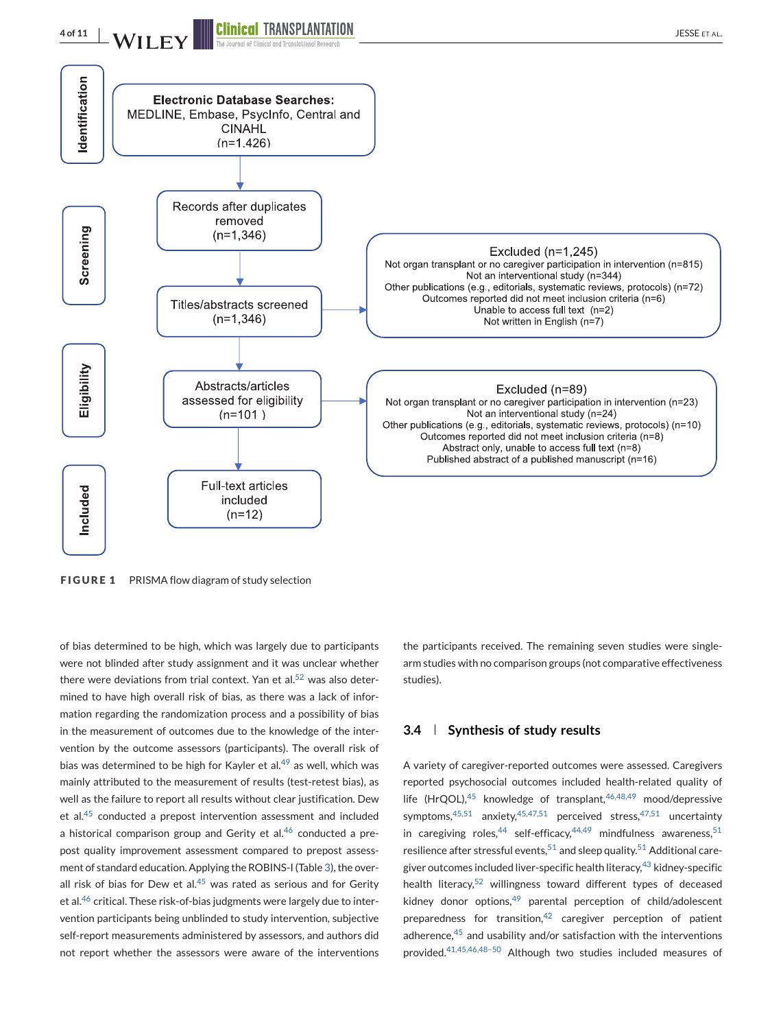Identification

**Electronic Database Searches:** MEDLINE, Embase, PsycInfo, Central and CINAHL (n=1,426)

Screening

Records after duplicates removed (n=1,346)

Titles/abstracts screened (n=1,346)

Excluded (n=1,245)
Not organ transplant or no caregiver participation in intervention (n=815)
Not an interventional study (n=344)
Other publications (e.g., editorials, systematic reviews, protocols) (n=72)
Outcomes reported did not meet inclusion criteria (n=6)
Unable to access full text (n=2)
Not written in English (n=7)

Eligibility

Abstracts/articles assessed for eligibility (n=101)

Excluded (n=89)
Not organ transplant or no caregiver participation in intervention (n=23)
Not an interventional study (n=24)
Other publications (e.g., editorials, systematic reviews, protocols) (n=10)
Outcomes reported did not meet inclusion criteria (n=8)
Abstract only, unable to access full text (n=8)
Published abstract of a published manuscript (n=16)

Included

Full-text articles included (n=12)

**FIGURE 1** PRISMA flow diagram of study selection

of bias determined to be high, which was largely due to participants were not blinded after study assignment and it was unclear whether there were deviations from trial context. Yan et al.[52] was also determined to have high overall risk of bias, as there was a lack of information regarding the randomization process and a possibility of bias in the measurement of outcomes due to the knowledge of the intervention by the outcome assessors (participants). The overall risk of bias was determined to be high for Kayler et al.[49] as well, which was mainly attributed to the measurement of results (test-retest bias), as well as the failure to report all results without clear justification. Dew et al.[45] conducted a prepost intervention assessment and included a historical comparison group and Gerity et al.[46] conducted a prepost quality improvement assessment compared to prepost assessment of standard education. Applying the ROBINS-I (Table 3), the overall risk of bias for Dew et al.[45] was rated as serious and for Gerity et al.[46] critical. These risk-of-bias judgments were largely due to intervention participants being unblinded to study intervention, subjective self-report measurements administered by assessors, and authors did not report whether the assessors were aware of the interventions the participants received. The remaining seven studies were single-arm studies with no comparison groups (not comparative effectiveness studies).

### 3.4 | Synthesis of study results

A variety of caregiver-reported outcomes were assessed. Caregivers reported psychosocial outcomes included health-related quality of life (HrQOL),[45] knowledge of transplant,[46,48,49] mood/depressive symptoms,[45,51] anxiety,[45,47,51] perceived stress,[47,51] uncertainty in caregiving roles,[44] self-efficacy,[44,49] mindfulness awareness,[51] resilience after stressful events,[51] and sleep quality.[51] Additional caregiver outcomes included liver-specific health literacy,[43] kidney-specific health literacy,[52] willingness toward different types of deceased kidney donor options,[49] parental perception of child/adolescent preparedness for transition,[42] caregiver perception of patient adherence,[45] and usability and/or satisfaction with the interventions provided.[41,45,46,48–50] Although two studies included measures of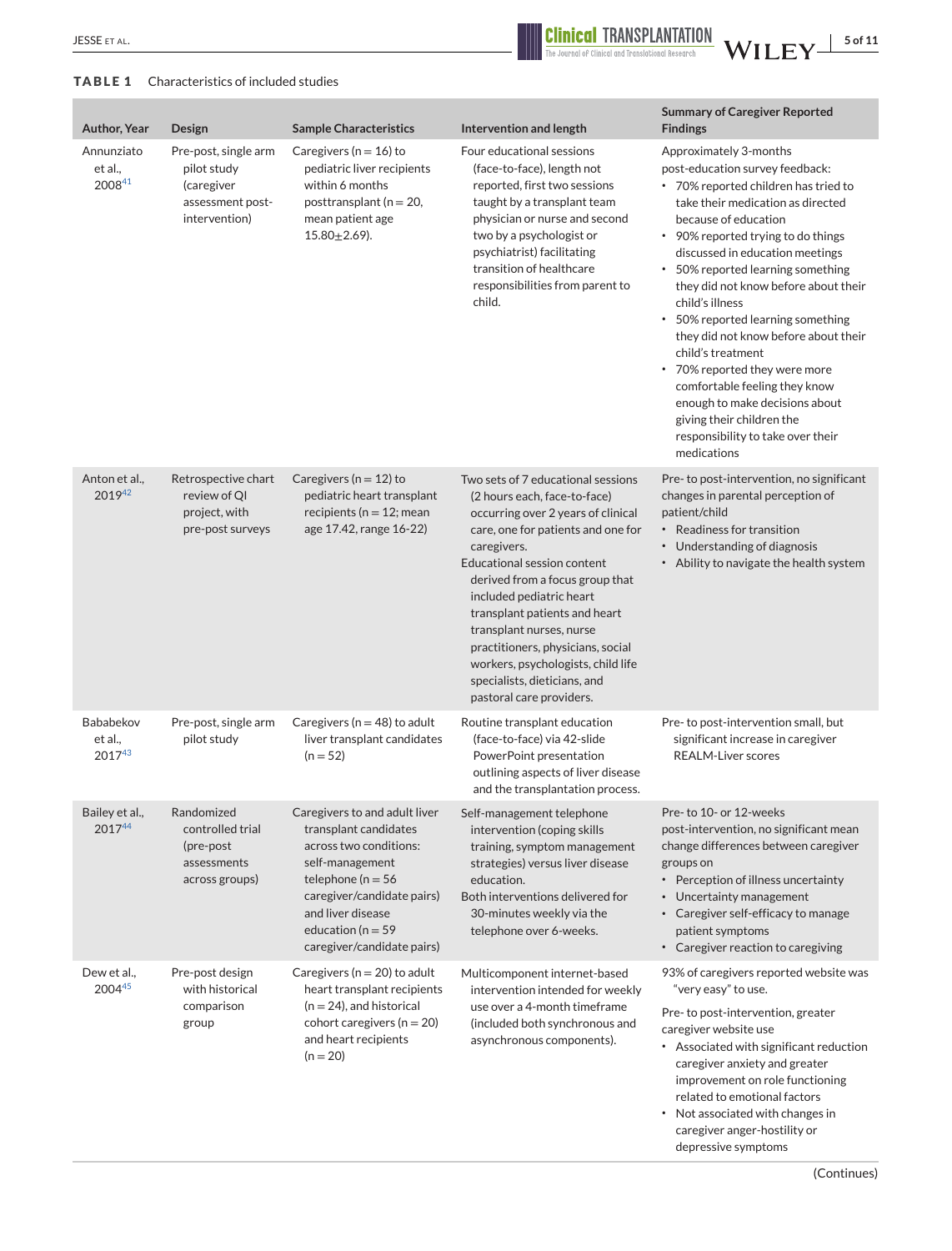**TABLE 1** Characteristics of included studies

| Author, Year | Design | Sample Characteristics | Intervention and length | Summary of Caregiver Reported Findings |
|---|---|---|---|---|
| Annunziato et al., 2008[41] | Pre-post, single arm pilot study (caregiver assessment post-intervention) | Caregivers (n = 16) to pediatric liver recipients within 6 months posttransplant (n = 20, mean patient age 15.80±2.69). | Four educational sessions (face-to-face), length not reported, first two sessions taught by a transplant team physician or nurse and second two by a psychologist or psychiatrist) facilitating transition of healthcare responsibilities from parent to child. | Approximately 3-months post-education survey feedback: <br>• 70% reported children has tried to take their medication as directed because of education <br>• 90% reported trying to do things discussed in education meetings <br>• 50% reported learning something they did not know before about their child's illness <br>• 50% reported learning something they did not know before about their child's treatment <br>• 70% reported they were more comfortable feeling they know enough to make decisions about giving their children the responsibility to take over their medications |
| Anton et al., 2019[42] | Retrospective chart review of QI project, with pre-post surveys | Caregivers (n = 12) to pediatric heart transplant recipients (n = 12; mean age 17.42, range 16-22) | Two sets of 7 educational sessions (2 hours each, face-to-face) occurring over 2 years of clinical care, one for patients and one for caregivers. <br>Educational session content derived from a focus group that included pediatric heart transplant patients and heart transplant nurses, nurse practitioners, physicians, social workers, psychologists, child life specialists, dieticians, and pastoral care providers. | Pre- to post-intervention, no significant changes in parental perception of patient/child <br>• Readiness for transition <br>• Understanding of diagnosis <br>• Ability to navigate the health system |
| Bababekov et al., 2017[43] | Pre-post, single arm pilot study | Caregivers (n = 48) to adult liver transplant candidates (n = 52) | Routine transplant education (face-to-face) via 42-slide PowerPoint presentation outlining aspects of liver disease and the transplantation process. | Pre- to post-intervention small, but significant increase in caregiver REALM-Liver scores |
| Bailey et al., 2017[44] | Randomized controlled trial (pre-post assessments across groups) | Caregivers to and adult liver transplant candidates across two conditions: self-management telephone (n = 56 caregiver/candidate pairs) and liver disease education (n = 59 caregiver/candidate pairs) | Self-management telephone intervention (coping skills training, symptom management strategies) versus liver disease education. <br>Both interventions delivered for 30-minutes weekly via the telephone over 6-weeks. | Pre- to 10- or 12-weeks post-intervention, no significant mean change differences between caregiver groups on <br>• Perception of illness uncertainty <br>• Uncertainty management <br>• Caregiver self-efficacy to manage patient symptoms <br>• Caregiver reaction to caregiving |
| Dew et al., 2004[45] | Pre-post design with historical comparison group | Caregivers (n = 20) to adult heart transplant recipients (n = 24), and historical cohort caregivers (n = 20) and heart recipients (n = 20) | Multicomponent internet-based intervention intended for weekly use over a 4-month timeframe (included both synchronous and asynchronous components). | 93% of caregivers reported website was "very easy" to use. <br>Pre- to post-intervention, greater caregiver website use <br>• Associated with significant reduction caregiver anxiety and greater improvement on role functioning related to emotional factors <br>• Not associated with changes in caregiver anger-hostility or depressive symptoms |

(Continues)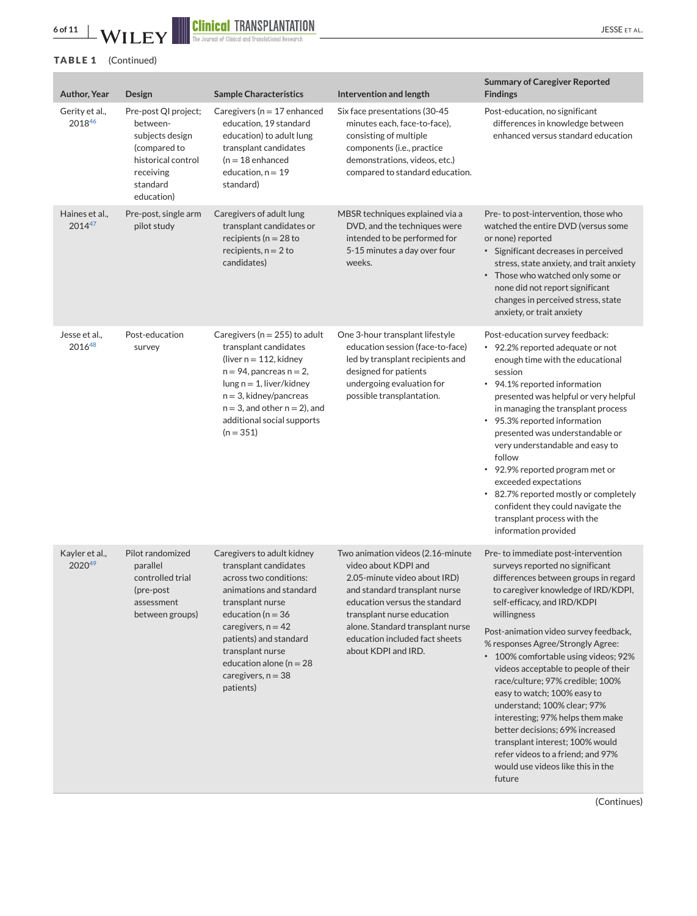**TABLE 1** (Continued)

| Author, Year | Design | Sample Characteristics | Intervention and length | Summary of Caregiver Reported Findings |
|---|---|---|---|---|
| Gerity et al., 2018[46] | Pre-post QI project; between-subjects design (compared to historical control receiving standard education) | Caregivers (n = 17 enhanced education, 19 standard education) to adult lung transplant candidates (n = 18 enhanced education, n = 19 standard) | Six face presentations (30-45 minutes each, face-to-face), consisting of multiple components (i.e., practice demonstrations, videos, etc.) compared to standard education. | Post-education, no significant differences in knowledge between enhanced versus standard education |
| Haines et al., 2014[47] | Pre-post, single arm pilot study | Caregivers of adult lung transplant candidates or recipients (n = 28 to recipients, n = 2 to candidates) | MBSR techniques explained via a DVD, and the techniques were intended to be performed for 5-15 minutes a day over four weeks. | Pre- to post-intervention, those who watched the entire DVD (versus some or none) reported<br>• Significant decreases in perceived stress, state anxiety, and trait anxiety<br>• Those who watched only some or none did not report significant changes in perceived stress, state anxiety, or trait anxiety |
| Jesse et al., 2016[48] | Post-education survey | Caregivers (n = 255) to adult transplant candidates (liver n = 112, kidney n = 94, pancreas n = 2, lung n = 1, liver/kidney n = 3, kidney/pancreas n = 3, and other n = 2), and additional social supports (n = 351) | One 3-hour transplant lifestyle education session (face-to-face) led by transplant recipients and designed for patients undergoing evaluation for possible transplantation. | Post-education survey feedback:<br>• 92.2% reported adequate or not enough time with the educational session<br>• 94.1% reported information presented was helpful or very helpful in managing the transplant process<br>• 95.3% reported information presented was understandable or very understandable and easy to follow<br>• 92.9% reported program met or exceeded expectations<br>• 82.7% reported mostly or completely confident they could navigate the transplant process with the information provided |
| Kayler et al., 2020[49] | Pilot randomized parallel controlled trial (pre-post assessment between groups) | Caregivers to adult kidney transplant candidates across two conditions: animations and standard transplant nurse education (n = 36 caregivers, n = 42 patients) and standard transplant nurse education alone (n = 28 caregivers, n = 38 patients) | Two animation videos (2.16-minute video about KDPI and 2.05-minute video about IRD) and standard transplant nurse education versus the standard transplant nurse education alone. Standard transplant nurse education included fact sheets about KDPI and IRD. | Pre- to immediate post-intervention surveys reported no significant differences between groups in regard to caregiver knowledge of IRD/KDPI, self-efficacy, and IRD/KDPI willingness<br><br>Post-animation video survey feedback, % responses Agree/Strongly Agree:<br>• 100% comfortable using videos; 92% videos acceptable to people of their race/culture; 97% credible; 100% easy to watch; 100% easy to understand; 100% clear; 97% interesting; 97% helps them make better decisions; 69% increased transplant interest; 100% would refer videos to a friend; and 97% would use videos like this in the future |

(Continues)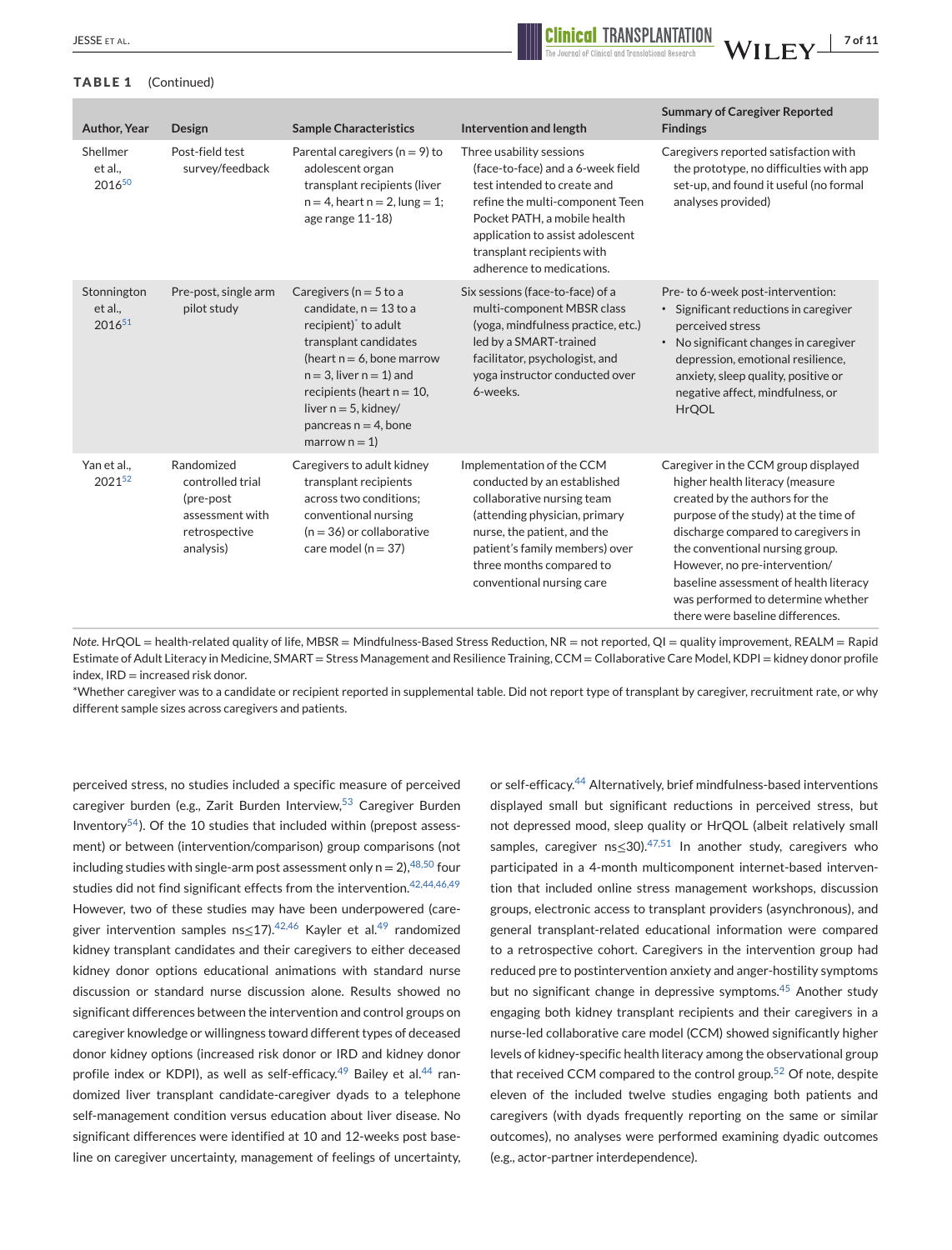**TABLE 1** (Continued)

| Author, Year | Design | Sample Characteristics | Intervention and length | Summary of Caregiver Reported Findings |
|---|---|---|---|---|
| Shellmer et al., 2016[50] | Post-field test survey/feedback | Parental caregivers (n = 9) to adolescent organ transplant recipients (liver n = 4, heart n = 2, lung = 1; age range 11-18) | Three usability sessions (face-to-face) and a 6-week field test intended to create and refine the multi-component Teen Pocket PATH, a mobile health application to assist adolescent transplant recipients with adherence to medications. | Caregivers reported satisfaction with the prototype, no difficulties with app set-up, and found it useful (no formal analyses provided) |
| Stonnington et al., 2016[51] | Pre-post, single arm pilot study | Caregivers (n = 5 to a candidate, n = 13 to a recipient)* to adult transplant candidates (heart n = 6, bone marrow n = 3, liver n = 1) and recipients (heart n = 10, liver n = 5, kidney/pancreas n = 4, bone marrow n = 1) | Six sessions (face-to-face) of a multi-component MBSR class (yoga, mindfulness practice, etc.) led by a SMART-trained facilitator, psychologist, and yoga instructor conducted over 6-weeks. | Pre- to 6-week post-intervention: • Significant reductions in caregiver perceived stress • No significant changes in caregiver depression, emotional resilience, anxiety, sleep quality, positive or negative affect, mindfulness, or HrQOL |
| Yan et al., 2021[52] | Randomized controlled trial (pre-post assessment with retrospective analysis) | Caregivers to adult kidney transplant recipients across two conditions; conventional nursing (n = 36) or collaborative care model (n = 37) | Implementation of the CCM conducted by an established collaborative nursing team (attending physician, primary nurse, the patient, and the patient's family members) over three months compared to conventional nursing care | Caregiver in the CCM group displayed higher health literacy (measure created by the authors for the purpose of the study) at the time of discharge compared to caregivers in the conventional nursing group. However, no pre-intervention/baseline assessment of health literacy was performed to determine whether there were baseline differences. |

*Note.* HrQOL = health-related quality of life, MBSR = Mindfulness-Based Stress Reduction, NR = not reported, QI = quality improvement, REALM = Rapid Estimate of Adult Literacy in Medicine, SMART = Stress Management and Resilience Training, CCM = Collaborative Care Model, KDPI = kidney donor profile index, IRD = increased risk donor.

*Whether caregiver was to a candidate or recipient reported in supplemental table. Did not report type of transplant by caregiver, recruitment rate, or why different sample sizes across caregivers and patients.

perceived stress, no studies included a specific measure of perceived caregiver burden (e.g., Zarit Burden Interview,[53] Caregiver Burden Inventory[54]). Of the 10 studies that included within (prepost assessment) or between (intervention/comparison) group comparisons (not including studies with single-arm post assessment only n = 2),[48,50] four studies did not find significant effects from the intervention.[42,44,46,49] However, two of these studies may have been underpowered (caregiver intervention samples ns≤17).[42,46] Kayler et al.[49] randomized kidney transplant candidates and their caregivers to either deceased kidney donor options educational animations with standard nurse discussion or standard nurse discussion alone. Results showed no significant differences between the intervention and control groups on caregiver knowledge or willingness toward different types of deceased donor kidney options (increased risk donor or IRD and kidney donor profile index or KDPI), as well as self-efficacy.[49] Bailey et al.[44] randomized liver transplant candidate-caregiver dyads to a telephone self-management condition versus education about liver disease. No significant differences were identified at 10 and 12-weeks post baseline on caregiver uncertainty, management of feelings of uncertainty, or self-efficacy.[44] Alternatively, brief mindfulness-based interventions displayed small but significant reductions in perceived stress, but not depressed mood, sleep quality or HrQOL (albeit relatively small samples, caregiver ns≤30).[47,51] In another study, caregivers who participated in a 4-month multicomponent internet-based intervention that included online stress management workshops, discussion groups, electronic access to transplant providers (asynchronous), and general transplant-related educational information were compared to a retrospective cohort. Caregivers in the intervention group had reduced pre to postintervention anxiety and anger-hostility symptoms but no significant change in depressive symptoms.[45] Another study engaging both kidney transplant recipients and their caregivers in a nurse-led collaborative care model (CCM) showed significantly higher levels of kidney-specific health literacy among the observational group that received CCM compared to the control group.[52] Of note, despite eleven of the included twelve studies engaging both patients and caregivers (with dyads frequently reporting on the same or similar outcomes), no analyses were performed examining dyadic outcomes (e.g., actor-partner interdependence).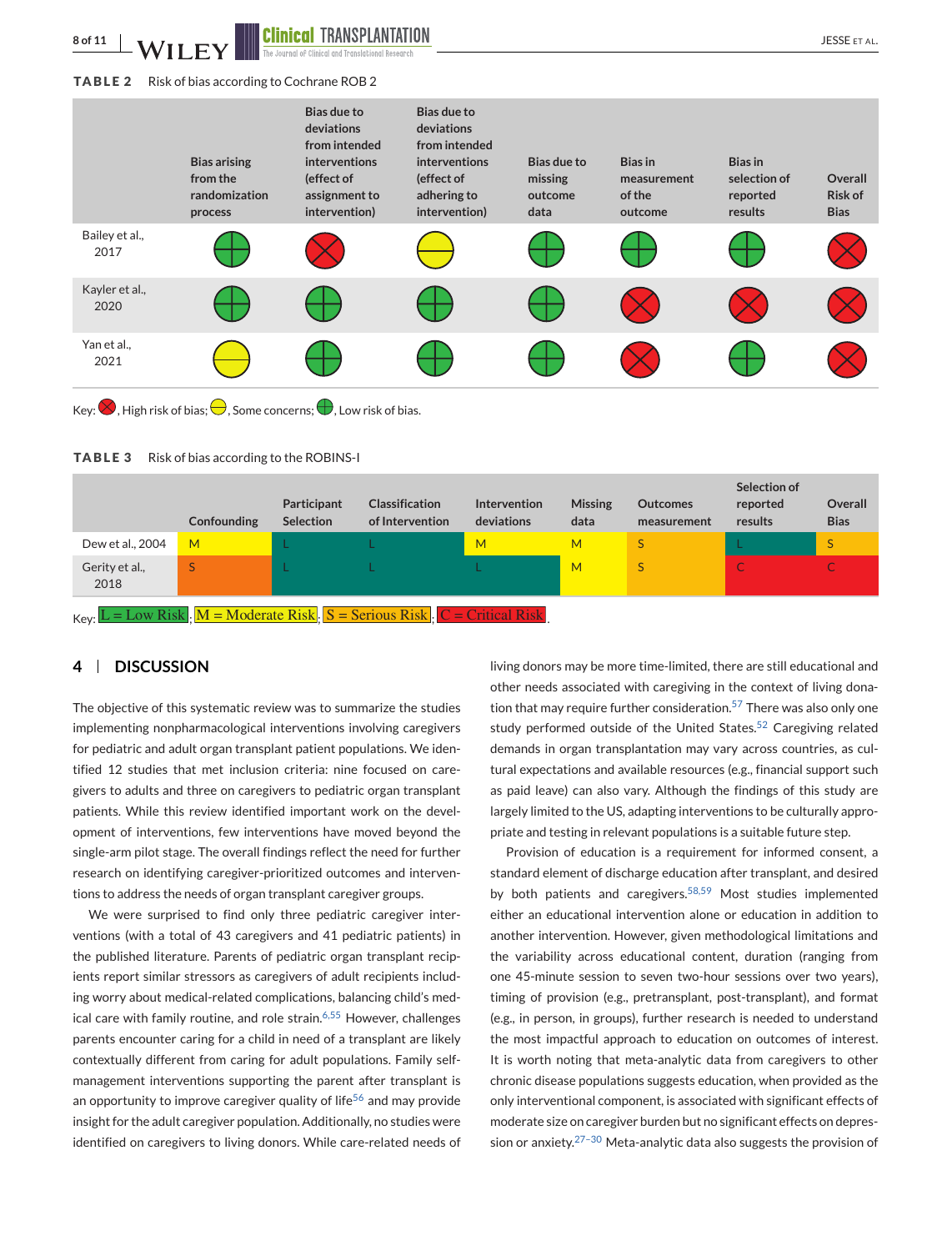**TABLE 2** Risk of bias according to Cochrane ROB 2

| | Bias arising from the randomization process | Bias due to deviations from intended interventions (effect of assignment to intervention) | Bias due to deviations from intended interventions (effect of adhering to intervention) | Bias due to missing outcome data | Bias in measurement of the outcome | Bias in selection of reported results | Overall Risk of Bias |
|---|---|---|---|---|---|---|---|
| Bailey et al., 2017 | Low risk of bias | High risk of bias | Some concerns | Low risk of bias | Low risk of bias | Low risk of bias | High risk of bias |
| Kayler et al., 2020 | Low risk of bias | Low risk of bias | Low risk of bias | Low risk of bias | High risk of bias | High risk of bias | High risk of bias |
| Yan et al., 2021 | Some concerns | Low risk of bias | Low risk of bias | Low risk of bias | High risk of bias | Low risk of bias | High risk of bias |

Key: High risk of bias; Some concerns; Low risk of bias.

**TABLE 3** Risk of bias according to the ROBINS-I

| | Confounding | Participant Selection | Classification of Intervention | Intervention deviations | Missing data | Outcomes measurement | Selection of reported results | Overall Bias |
|---|---|---|---|---|---|---|---|---|
| Dew et al., 2004 | M | L | L | M | M | S | L | S |
| Gerity et al., 2018 | S | L | L | L | M | S | C | C |

Key: L = Low Risk; M = Moderate Risk; S = Serious Risk; C = Critical Risk.

## 4 | DISCUSSION

The objective of this systematic review was to summarize the studies implementing nonpharmacological interventions involving caregivers for pediatric and adult organ transplant patient populations. We identified 12 studies that met inclusion criteria: nine focused on caregivers to adults and three on caregivers to pediatric organ transplant patients. While this review identified important work on the development of interventions, few interventions have moved beyond the single-arm pilot stage. The overall findings reflect the need for further research on identifying caregiver-prioritized outcomes and interventions to address the needs of organ transplant caregiver groups.

We were surprised to find only three pediatric caregiver interventions (with a total of 43 caregivers and 41 pediatric patients) in the published literature. Parents of pediatric organ transplant recipients report similar stressors as caregivers of adult recipients including worry about medical-related complications, balancing child's medical care with family routine, and role strain.[6,55] However, challenges parents encounter caring for a child in need of a transplant are likely contextually different from caring for adult populations. Family self-management interventions supporting the parent after transplant is an opportunity to improve caregiver quality of life[56] and may provide insight for the adult caregiver population. Additionally, no studies were identified on caregivers to living donors. While care-related needs of living donors may be more time-limited, there are still educational and other needs associated with caregiving in the context of living donation that may require further consideration.[57] There was also only one study performed outside of the United States.[52] Caregiving related demands in organ transplantation may vary across countries, as cultural expectations and available resources (e.g., financial support such as paid leave) can also vary. Although the findings of this study are largely limited to the US, adapting interventions to be culturally appropriate and testing in relevant populations is a suitable future step.

Provision of education is a requirement for informed consent, a standard element of discharge education after transplant, and desired by both patients and caregivers.[58,59] Most studies implemented either an educational intervention alone or education in addition to another intervention. However, given methodological limitations and the variability across educational content, duration (ranging from one 45-minute session to seven two-hour sessions over two years), timing of provision (e.g., pretransplant, post-transplant), and format (e.g., in person, in groups), further research is needed to understand the most impactful approach to education on outcomes of interest. It is worth noting that meta-analytic data from caregivers to other chronic disease populations suggests education, when provided as the only interventional component, is associated with significant effects of moderate size on caregiver burden but no significant effects on depression or anxiety.[27–30] Meta-analytic data also suggests the provision of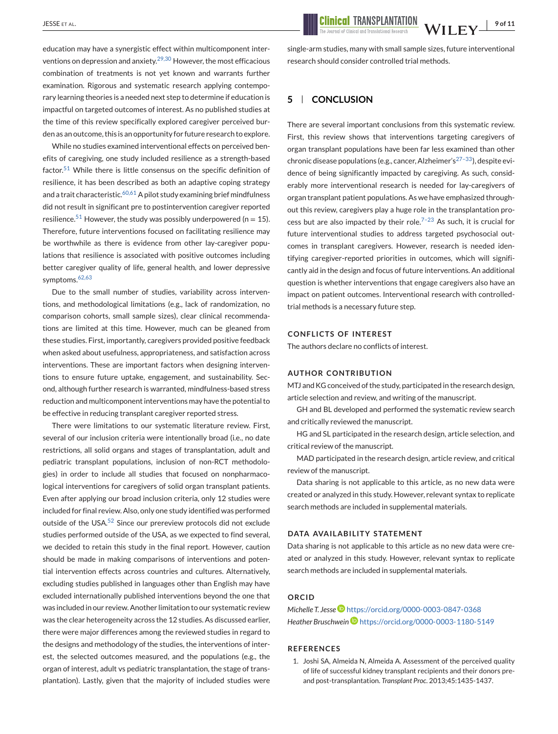education may have a synergistic effect within multicomponent interventions on depression and anxiety.[29,30] However, the most efficacious combination of treatments is not yet known and warrants further examination. Rigorous and systematic research applying contemporary learning theories is a needed next step to determine if education is impactful on targeted outcomes of interest. As no published studies at the time of this review specifically explored caregiver perceived burden as an outcome, this is an opportunity for future research to explore.

While no studies examined interventional effects on perceived benefits of caregiving, one study included resilience as a strength-based factor.[51] While there is little consensus on the specific definition of resilience, it has been described as both an adaptive coping strategy and a trait characteristic.[60,61] A pilot study examining brief mindfulness did not result in significant pre to postintervention caregiver reported resilience.[51] However, the study was possibly underpowered (n = 15). Therefore, future interventions focused on facilitating resilience may be worthwhile as there is evidence from other lay-caregiver populations that resilience is associated with positive outcomes including better caregiver quality of life, general health, and lower depressive symptoms.[62,63]

Due to the small number of studies, variability across interventions, and methodological limitations (e.g., lack of randomization, no comparison cohorts, small sample sizes), clear clinical recommendations are limited at this time. However, much can be gleaned from these studies. First, importantly, caregivers provided positive feedback when asked about usefulness, appropriateness, and satisfaction across interventions. These are important factors when designing interventions to ensure future uptake, engagement, and sustainability. Second, although further research is warranted, mindfulness-based stress reduction and multicomponent interventions may have the potential to be effective in reducing transplant caregiver reported stress.

There were limitations to our systematic literature review. First, several of our inclusion criteria were intentionally broad (i.e., no date restrictions, all solid organs and stages of transplantation, adult and pediatric transplant populations, inclusion of non-RCT methodologies) in order to include all studies that focused on nonpharmacological interventions for caregivers of solid organ transplant patients. Even after applying our broad inclusion criteria, only 12 studies were included for final review. Also, only one study identified was performed outside of the USA.[52] Since our prereview protocols did not exclude studies performed outside of the USA, as we expected to find several, we decided to retain this study in the final report. However, caution should be made in making comparisons of interventions and potential intervention effects across countries and cultures. Alternatively, excluding studies published in languages other than English may have excluded internationally published interventions beyond the one that was included in our review. Another limitation to our systematic review was the clear heterogeneity across the 12 studies. As discussed earlier, there were major differences among the reviewed studies in regard to the designs and methodology of the studies, the interventions of interest, the selected outcomes measured, and the populations (e.g., the organ of interest, adult vs pediatric transplantation, the stage of transplantation). Lastly, given that the majority of included studies were single-arm studies, many with small sample sizes, future interventional research should consider controlled trial methods.

## 5 | CONCLUSION

There are several important conclusions from this systematic review. First, this review shows that interventions targeting caregivers of organ transplant populations have been far less examined than other chronic disease populations (e.g., cancer, Alzheimer's[27–33]), despite evidence of being significantly impacted by caregiving. As such, considerably more interventional research is needed for lay-caregivers of organ transplant patient populations. As we have emphasized throughout this review, caregivers play a huge role in the transplantation process but are also impacted by their role.[7–23] As such, it is crucial for future interventional studies to address targeted psychosocial outcomes in transplant caregivers. However, research is needed identifying caregiver-reported priorities in outcomes, which will significantly aid in the design and focus of future interventions. An additional question is whether interventions that engage caregivers also have an impact on patient outcomes. Interventional research with controlled-trial methods is a necessary future step.

### CONFLICTS OF INTEREST

The authors declare no conflicts of interest.

### AUTHOR CONTRIBUTION

MTJ and KG conceived of the study, participated in the research design, article selection and review, and writing of the manuscript.

GH and BL developed and performed the systematic review search and critically reviewed the manuscript.

HG and SL participated in the research design, article selection, and critical review of the manuscript.

MAD participated in the research design, article review, and critical review of the manuscript.

Data sharing is not applicable to this article, as no new data were created or analyzed in this study. However, relevant syntax to replicate search methods are included in supplemental materials.

### DATA AVAILABILITY STATEMENT

Data sharing is not applicable to this article as no new data were created or analyzed in this study. However, relevant syntax to replicate search methods are included in supplemental materials.

### ORCID

*Michelle T. Jesse* https://orcid.org/0000-0003-0847-0368
*Heather Bruschwein* https://orcid.org/0000-0003-1180-5149

### REFERENCES

1. Joshi SA, Almeida N, Almeida A. Assessment of the perceived quality of life of successful kidney transplant recipients and their donors pre- and post-transplantation. *Transplant Proc*. 2013;45:1435-1437.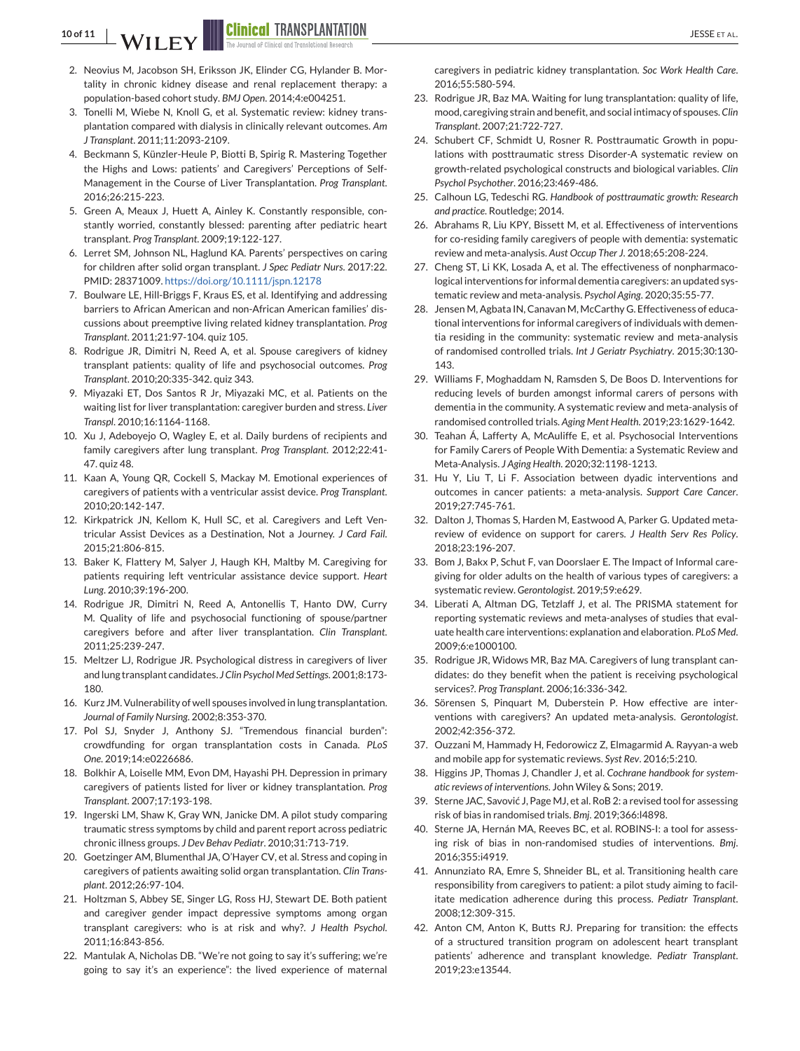2. Neovius M, Jacobson SH, Eriksson JK, Elinder CG, Hylander B. Mortality in chronic kidney disease and renal replacement therapy: a population-based cohort study. *BMJ Open*. 2014;4:e004251.
3. Tonelli M, Wiebe N, Knoll G, et al. Systematic review: kidney transplantation compared with dialysis in clinically relevant outcomes. *Am J Transplant*. 2011;11:2093-2109.
4. Beckmann S, Künzler-Heule P, Biotti B, Spirig R. Mastering Together the Highs and Lows: patients' and Caregivers' Perceptions of Self-Management in the Course of Liver Transplantation. *Prog Transplant*. 2016;26:215-223.
5. Green A, Meaux J, Huett A, Ainley K. Constantly responsible, constantly worried, constantly blessed: parenting after pediatric heart transplant. *Prog Transplant*. 2009;19:122-127.
6. Lerret SM, Johnson NL, Haglund KA. Parents' perspectives on caring for children after solid organ transplant. *J Spec Pediatr Nurs*. 2017:22. PMID: 28371009. https://doi.org/10.1111/jspn.12178
7. Boulware LE, Hill-Briggs F, Kraus ES, et al. Identifying and addressing barriers to African American and non-African American families' discussions about preemptive living related kidney transplantation. *Prog Transplant*. 2011;21:97-104. quiz 105.
8. Rodrigue JR, Dimitri N, Reed A, et al. Spouse caregivers of kidney transplant patients: quality of life and psychosocial outcomes. *Prog Transplant*. 2010;20:335-342. quiz 343.
9. Miyazaki ET, Dos Santos R Jr, Miyazaki MC, et al. Patients on the waiting list for liver transplantation: caregiver burden and stress. *Liver Transpl*. 2010;16:1164-1168.
10. Xu J, Adeboyejo O, Wagley E, et al. Daily burdens of recipients and family caregivers after lung transplant. *Prog Transplant*. 2012;22:41-47. quiz 48.
11. Kaan A, Young QR, Cockell S, Mackay M. Emotional experiences of caregivers of patients with a ventricular assist device. *Prog Transplant*. 2010;20:142-147.
12. Kirkpatrick JN, Kellom K, Hull SC, et al. Caregivers and Left Ventricular Assist Devices as a Destination, Not a Journey. *J Card Fail*. 2015;21:806-815.
13. Baker K, Flattery M, Salyer J, Haugh KH, Maltby M. Caregiving for patients requiring left ventricular assistance device support. *Heart Lung*. 2010;39:196-200.
14. Rodrigue JR, Dimitri N, Reed A, Antonellis T, Hanto DW, Curry M. Quality of life and psychosocial functioning of spouse/partner caregivers before and after liver transplantation. *Clin Transplant*. 2011;25:239-247.
15. Meltzer LJ, Rodrigue JR. Psychological distress in caregivers of liver and lung transplant candidates. *J Clin Psychol Med Settings*. 2001;8:173-180.
16. Kurz JM. Vulnerability of well spouses involved in lung transplantation. *Journal of Family Nursing*. 2002;8:353-370.
17. Pol SJ, Snyder J, Anthony SJ. "Tremendous financial burden": crowdfunding for organ transplantation costs in Canada. *PLoS One*. 2019;14:e0226686.
18. Bolkhir A, Loiselle MM, Evon DM, Hayashi PH. Depression in primary caregivers of patients listed for liver or kidney transplantation. *Prog Transplant*. 2007;17:193-198.
19. Ingerski LM, Shaw K, Gray WN, Janicke DM. A pilot study comparing traumatic stress symptoms by child and parent report across pediatric chronic illness groups. *J Dev Behav Pediatr*. 2010;31:713-719.
20. Goetzinger AM, Blumenthal JA, O'Hayer CV, et al. Stress and coping in caregivers of patients awaiting solid organ transplantation. *Clin Transplant*. 2012;26:97-104.
21. Holtzman S, Abbey SE, Singer LG, Ross HJ, Stewart DE. Both patient and caregiver gender impact depressive symptoms among organ transplant caregivers: who is at risk and why?. *J Health Psychol*. 2011;16:843-856.
22. Mantulak A, Nicholas DB. "We're not going to say it's suffering; we're going to say it's an experience": the lived experience of maternal caregivers in pediatric kidney transplantation. *Soc Work Health Care*. 2016;55:580-594.
23. Rodrigue JR, Baz MA. Waiting for lung transplantation: quality of life, mood, caregiving strain and benefit, and social intimacy of spouses. *Clin Transplant*. 2007;21:722-727.
24. Schubert CF, Schmidt U, Rosner R. Posttraumatic Growth in populations with posttraumatic stress Disorder-A systematic review on growth-related psychological constructs and biological variables. *Clin Psychol Psychother*. 2016;23:469-486.
25. Calhoun LG, Tedeschi RG. *Handbook of posttraumatic growth: Research and practice*. Routledge; 2014.
26. Abrahams R, Liu KPY, Bissett M, et al. Effectiveness of interventions for co-residing family caregivers of people with dementia: systematic review and meta-analysis. *Aust Occup Ther J*. 2018;65:208-224.
27. Cheng ST, Li KK, Losada A, et al. The effectiveness of nonpharmacological interventions for informal dementia caregivers: an updated systematic review and meta-analysis. *Psychol Aging*. 2020;35:55-77.
28. Jensen M, Agbata IN, Canavan M, McCarthy G. Effectiveness of educational interventions for informal caregivers of individuals with dementia residing in the community: systematic review and meta-analysis of randomised controlled trials. *Int J Geriatr Psychiatry*. 2015;30:130-143.
29. Williams F, Moghaddam N, Ramsden S, De Boos D. Interventions for reducing levels of burden amongst informal carers of persons with dementia in the community. A systematic review and meta-analysis of randomised controlled trials. *Aging Ment Health*. 2019;23:1629-1642.
30. Teahan Á, Lafferty A, McAuliffe E, et al. Psychosocial Interventions for Family Carers of People With Dementia: a Systematic Review and Meta-Analysis. *J Aging Health*. 2020;32:1198-1213.
31. Hu Y, Liu T, Li F. Association between dyadic interventions and outcomes in cancer patients: a meta-analysis. *Support Care Cancer*. 2019;27:745-761.
32. Dalton J, Thomas S, Harden M, Eastwood A, Parker G. Updated meta-review of evidence on support for carers. *J Health Serv Res Policy*. 2018;23:196-207.
33. Bom J, Bakx P, Schut F, van Doorslaer E. The Impact of Informal caregiving for older adults on the health of various types of caregivers: a systematic review. *Gerontologist*. 2019;59:e629.
34. Liberati A, Altman DG, Tetzlaff J, et al. The PRISMA statement for reporting systematic reviews and meta-analyses of studies that evaluate health care interventions: explanation and elaboration. *PLoS Med*. 2009;6:e1000100.
35. Rodrigue JR, Widows MR, Baz MA. Caregivers of lung transplant candidates: do they benefit when the patient is receiving psychological services?. *Prog Transplant*. 2006;16:336-342.
36. Sörensen S, Pinquart M, Duberstein P. How effective are interventions with caregivers? An updated meta-analysis. *Gerontologist*. 2002;42:356-372.
37. Ouzzani M, Hammady H, Fedorowicz Z, Elmagarmid A. Rayyan-a web and mobile app for systematic reviews. *Syst Rev*. 2016;5:210.
38. Higgins JP, Thomas J, Chandler J, et al. *Cochrane handbook for systematic reviews of interventions*. John Wiley & Sons; 2019.
39. Sterne JAC, Savović J, Page MJ, et al. RoB 2: a revised tool for assessing risk of bias in randomised trials. *Bmj*. 2019;366:l4898.
40. Sterne JA, Hernán MA, Reeves BC, et al. ROBINS-I: a tool for assessing risk of bias in non-randomised studies of interventions. *Bmj*. 2016;355:i4919.
41. Annunziato RA, Emre S, Shneider BL, et al. Transitioning health care responsibility from caregivers to patient: a pilot study aiming to facilitate medication adherence during this process. *Pediatr Transplant*. 2008;12:309-315.
42. Anton CM, Anton K, Butts RJ. Preparing for transition: the effects of a structured transition program on adolescent heart transplant patients' adherence and transplant knowledge. *Pediatr Transplant*. 2019;23:e13544.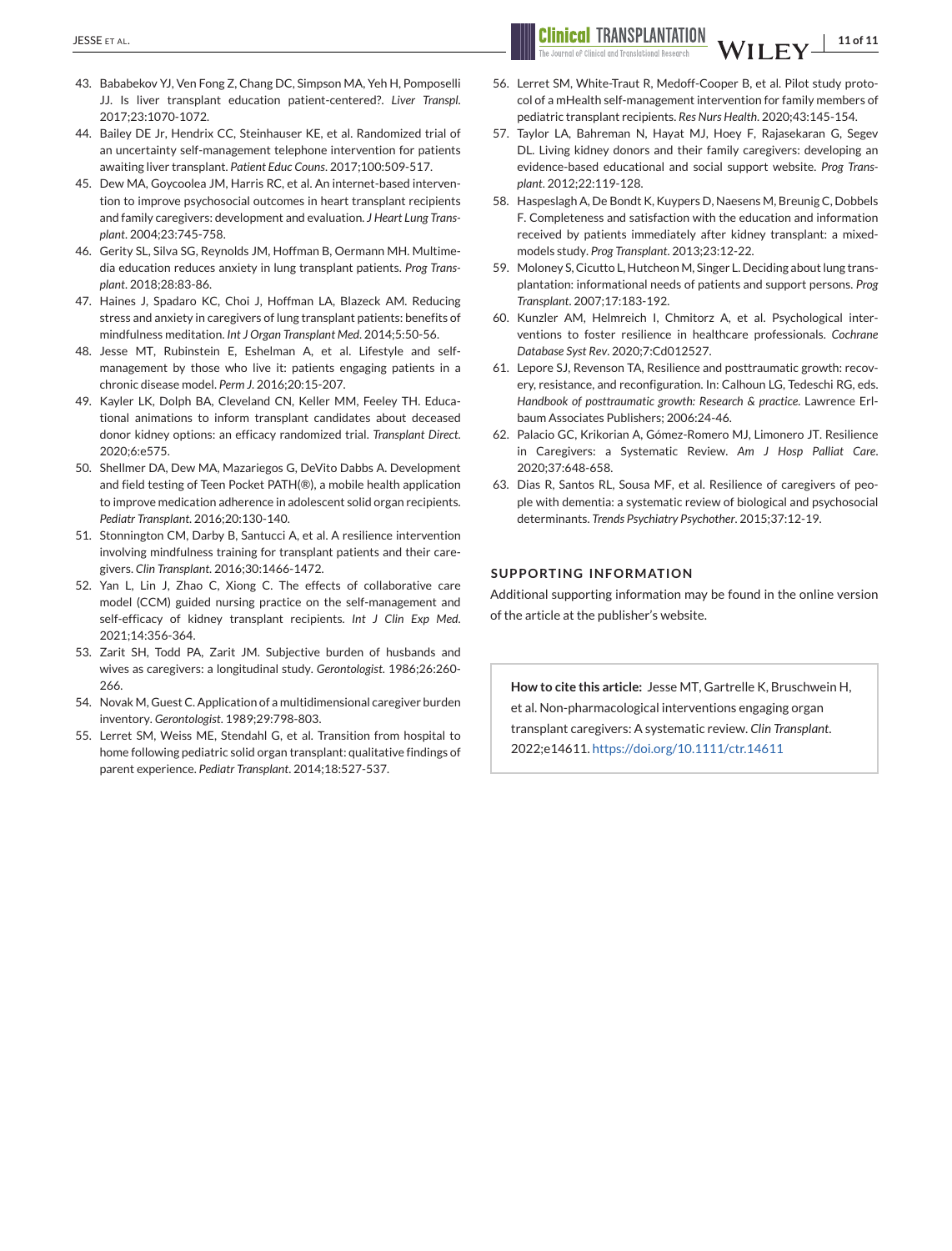43. Bababekov YJ, Ven Fong Z, Chang DC, Simpson MA, Yeh H, Pomposelli JJ. Is liver transplant education patient-centered?. *Liver Transpl*. 2017;23:1070-1072.
44. Bailey DE Jr, Hendrix CC, Steinhauser KE, et al. Randomized trial of an uncertainty self-management telephone intervention for patients awaiting liver transplant. *Patient Educ Couns*. 2017;100:509-517.
45. Dew MA, Goycoolea JM, Harris RC, et al. An internet-based intervention to improve psychosocial outcomes in heart transplant recipients and family caregivers: development and evaluation. *J Heart Lung Transplant*. 2004;23:745-758.
46. Gerity SL, Silva SG, Reynolds JM, Hoffman B, Oermann MH. Multimedia education reduces anxiety in lung transplant patients. *Prog Transplant*. 2018;28:83-86.
47. Haines J, Spadaro KC, Choi J, Hoffman LA, Blazeck AM. Reducing stress and anxiety in caregivers of lung transplant patients: benefits of mindfulness meditation. *Int J Organ Transplant Med*. 2014;5:50-56.
48. Jesse MT, Rubinstein E, Eshelman A, et al. Lifestyle and self-management by those who live it: patients engaging patients in a chronic disease model. *Perm J*. 2016;20:15-207.
49. Kayler LK, Dolph BA, Cleveland CN, Keller MM, Feeley TH. Educational animations to inform transplant candidates about deceased donor kidney options: an efficacy randomized trial. *Transplant Direct*. 2020;6:e575.
50. Shellmer DA, Dew MA, Mazariegos G, DeVito Dabbs A. Development and field testing of Teen Pocket PATH(®), a mobile health application to improve medication adherence in adolescent solid organ recipients. *Pediatr Transplant*. 2016;20:130-140.
51. Stonnington CM, Darby B, Santucci A, et al. A resilience intervention involving mindfulness training for transplant patients and their caregivers. *Clin Transplant*. 2016;30:1466-1472.
52. Yan L, Lin J, Zhao C, Xiong C. The effects of collaborative care model (CCM) guided nursing practice on the self-management and self-efficacy of kidney transplant recipients. *Int J Clin Exp Med*. 2021;14:356-364.
53. Zarit SH, Todd PA, Zarit JM. Subjective burden of husbands and wives as caregivers: a longitudinal study. *Gerontologist*. 1986;26:260-266.
54. Novak M, Guest C. Application of a multidimensional caregiver burden inventory. *Gerontologist*. 1989;29:798-803.
55. Lerret SM, Weiss ME, Stendahl G, et al. Transition from hospital to home following pediatric solid organ transplant: qualitative findings of parent experience. *Pediatr Transplant*. 2014;18:527-537.
56. Lerret SM, White-Traut R, Medoff-Cooper B, et al. Pilot study protocol of a mHealth self-management intervention for family members of pediatric transplant recipients. *Res Nurs Health*. 2020;43:145-154.
57. Taylor LA, Bahreman N, Hayat MJ, Hoey F, Rajasekaran G, Segev DL. Living kidney donors and their family caregivers: developing an evidence-based educational and social support website. *Prog Transplant*. 2012;22:119-128.
58. Haspeslagh A, De Bondt K, Kuypers D, Naesens M, Breunig C, Dobbels F. Completeness and satisfaction with the education and information received by patients immediately after kidney transplant: a mixed-models study. *Prog Transplant*. 2013;23:12-22.
59. Moloney S, Cicutto L, Hutcheon M, Singer L. Deciding about lung transplantation: informational needs of patients and support persons. *Prog Transplant*. 2007;17:183-192.
60. Kunzler AM, Helmreich I, Chmitorz A, et al. Psychological interventions to foster resilience in healthcare professionals. *Cochrane Database Syst Rev*. 2020;7:Cd012527.
61. Lepore SJ, Revenson TA, Resilience and posttraumatic growth: recovery, resistance, and reconfiguration. In: Calhoun LG, Tedeschi RG, eds. *Handbook of posttraumatic growth: Research & practice*. Lawrence Erlbaum Associates Publishers; 2006:24-46.
62. Palacio GC, Krikorian A, Gómez-Romero MJ, Limonero JT. Resilience in Caregivers: a Systematic Review. *Am J Hosp Palliat Care*. 2020;37:648-658.
63. Dias R, Santos RL, Sousa MF, et al. Resilience of caregivers of people with dementia: a systematic review of biological and psychosocial determinants. *Trends Psychiatry Psychother*. 2015;37:12-19.

## SUPPORTING INFORMATION

Additional supporting information may be found in the online version of the article at the publisher's website.

**How to cite this article:** Jesse MT, Gartrelle K, Bruschwein H, et al. Non-pharmacological interventions engaging organ transplant caregivers: A systematic review. *Clin Transplant*. 2022;e14611. https://doi.org/10.1111/ctr.14611